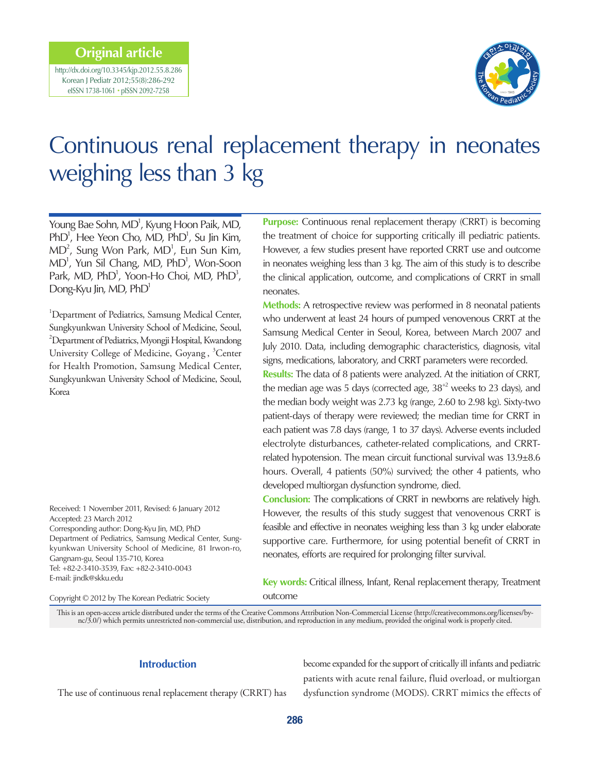Original article

http://dx.doi.org/10.3345/kjp.2012.55.8.286
Korean J Pediatr 2012;55(8):286-292
eISSN 1738-1061 • pISSN 2092-7258

# Continuous renal replacement therapy in neonates weighing less than 3 kg

Young Bae Sohn, MD[1], Kyung Hoon Paik, MD, PhD[1], Hee Yeon Cho, MD, PhD[1], Su Jin Kim, MD[2], Sung Won Park, MD[1], Eun Sun Kim, MD[1], Yun Sil Chang, MD, PhD[1], Won-Soon Park, MD, PhD[1], Yoon-Ho Choi, MD, PhD[3], Dong-Kyu Jin, MD, PhD[1]

[1]Department of Pediatrics, Samsung Medical Center, Sungkyunkwan University School of Medicine, Seoul, [2]Department of Pediatrics, Myongji Hospital, Kwandong University College of Medicine, Goyang, [3]Center for Health Promotion, Samsung Medical Center, Sungkyunkwan University School of Medicine, Seoul, Korea

**Purpose:** Continuous renal replacement therapy (CRRT) is becoming the treatment of choice for supporting critically ill pediatric patients. However, a few studies present have reported CRRT use and outcome in neonates weighing less than 3 kg. The aim of this study is to describe the clinical application, outcome, and complications of CRRT in small neonates.

**Methods:** A retrospective review was performed in 8 neonatal patients who underwent at least 24 hours of pumped venovenous CRRT at the Samsung Medical Center in Seoul, Korea, between March 2007 and July 2010. Data, including demographic characteristics, diagnosis, vital signs, medications, laboratory, and CRRT parameters were recorded.

**Results:** The data of 8 patients were analyzed. At the initiation of CRRT, the median age was 5 days (corrected age, $38^{+2}$ weeks to 23 days), and the median body weight was 2.73 kg (range, 2.60 to 2.98 kg). Sixty-two patient-days of therapy were reviewed; the median time for CRRT in each patient was 7.8 days (range, 1 to 37 days). Adverse events included electrolyte disturbances, catheter-related complications, and CRRT-related hypotension. The mean circuit functional survival was 13.9±8.6 hours. Overall, 4 patients (50%) survived; the other 4 patients, who developed multiorgan dysfunction syndrome, died.

**Conclusion:** The complications of CRRT in newborns are relatively high. However, the results of this study suggest that venovenous CRRT is feasible and effective in neonates weighing less than 3 kg under elaborate supportive care. Furthermore, for using potential benefit of CRRT in neonates, efforts are required for prolonging filter survival.

**Key words:** Critical illness, Infant, Renal replacement therapy, Treatment outcome

Received: 1 November 2011, Revised: 6 January 2012
Accepted: 23 March 2012
Corresponding author: Dong-Kyu Jin, MD, PhD
Department of Pediatrics, Samsung Medical Center, Sungkyunkwan University School of Medicine, 81 Irwon-ro, Gangnam-gu, Seoul 135-710, Korea
Tel: +82-2-3410-3539, Fax: +82-2-3410-0043
E-mail: jindk@skku.edu

Copyright © 2012 by The Korean Pediatric Society

This is an open-access article distributed under the terms of the Creative Commons Attribution Non-Commercial License (http://creativecommons.org/licenses/by-nc/3.0/) which permits unrestricted non-commercial use, distribution, and reproduction in any medium, provided the original work is properly cited.

## Introduction

The use of continuous renal replacement therapy (CRRT) has become expanded for the support of critically ill infants and pediatric patients with acute renal failure, fluid overload, or multiorgan dysfunction syndrome (MODS). CRRT mimics the effects of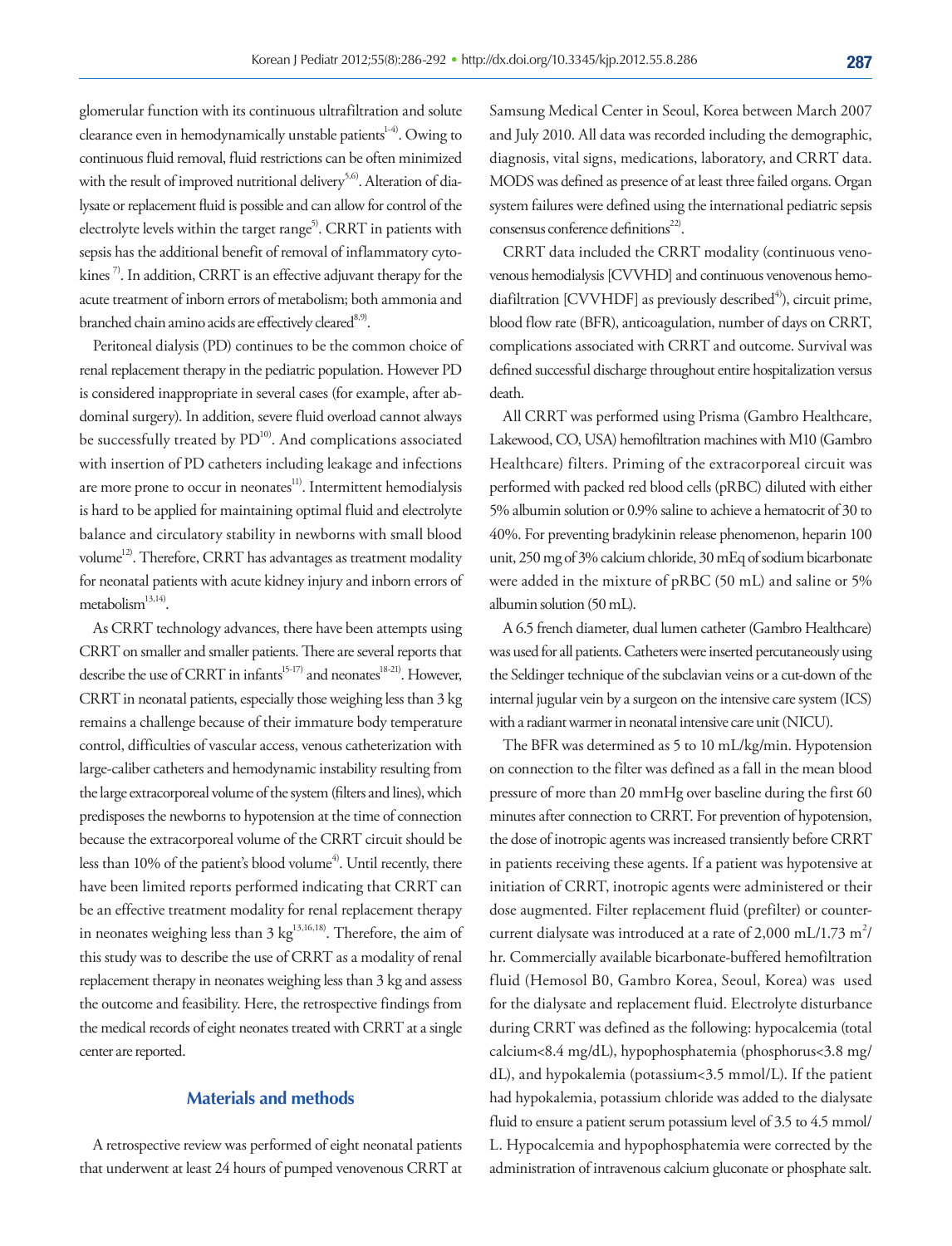glomerular function with its continuous ultrafiltration and solute clearance even in hemodynamically unstable patients[1-4]. Owing to continuous fluid removal, fluid restrictions can be often minimized with the result of improved nutritional delivery[5,6]. Alteration of dialysate or replacement fluid is possible and can allow for control of the electrolyte levels within the target range[5]. CRRT in patients with sepsis has the additional benefit of removal of inflammatory cytokines [7]. In addition, CRRT is an effective adjuvant therapy for the acute treatment of inborn errors of metabolism; both ammonia and branched chain amino acids are effectively cleared[8,9].

Peritoneal dialysis (PD) continues to be the common choice of renal replacement therapy in the pediatric population. However PD is considered inappropriate in several cases (for example, after abdominal surgery). In addition, severe fluid overload cannot always be successfully treated by PD[10]. And complications associated with insertion of PD catheters including leakage and infections are more prone to occur in neonates[11]. Intermittent hemodialysis is hard to be applied for maintaining optimal fluid and electrolyte balance and circulatory stability in newborns with small blood volume[12]. Therefore, CRRT has advantages as treatment modality for neonatal patients with acute kidney injury and inborn errors of metabolism[13,14].

As CRRT technology advances, there have been attempts using CRRT on smaller and smaller patients. There are several reports that describe the use of CRRT in infants[15-17] and neonates[18-21]. However, CRRT in neonatal patients, especially those weighing less than 3 kg remains a challenge because of their immature body temperature control, difficulties of vascular access, venous catheterization with large-caliber catheters and hemodynamic instability resulting from the large extracorporeal volume of the system (filters and lines), which predisposes the newborns to hypotension at the time of connection because the extracorporeal volume of the CRRT circuit should be less than 10% of the patient's blood volume[4]. Until recently, there have been limited reports performed indicating that CRRT can be an effective treatment modality for renal replacement therapy in neonates weighing less than 3 kg[13,16,18]. Therefore, the aim of this study was to describe the use of CRRT as a modality of renal replacement therapy in neonates weighing less than 3 kg and assess the outcome and feasibility. Here, the retrospective findings from the medical records of eight neonates treated with CRRT at a single center are reported.

## Materials and methods

A retrospective review was performed of eight neonatal patients that underwent at least 24 hours of pumped venovenous CRRT at Samsung Medical Center in Seoul, Korea between March 2007 and July 2010. All data was recorded including the demographic, diagnosis, vital signs, medications, laboratory, and CRRT data. MODS was defined as presence of at least three failed organs. Organ system failures were defined using the international pediatric sepsis consensus conference definitions[22].

CRRT data included the CRRT modality (continuous venovenous hemodialysis [CVVHD] and continuous venovenous hemodiafiltration [CVVHDF] as previously described[4]), circuit prime, blood flow rate (BFR), anticoagulation, number of days on CRRT, complications associated with CRRT and outcome. Survival was defined successful discharge throughout entire hospitalization versus death.

All CRRT was performed using Prisma (Gambro Healthcare, Lakewood, CO, USA) hemofiltration machines with M10 (Gambro Healthcare) filters. Priming of the extracorporeal circuit was performed with packed red blood cells (pRBC) diluted with either 5% albumin solution or 0.9% saline to achieve a hematocrit of 30 to 40%. For preventing bradykinin release phenomenon, heparin 100 unit, 250 mg of 3% calcium chloride, 30 mEq of sodium bicarbonate were added in the mixture of pRBC (50 mL) and saline or 5% albumin solution (50 mL).

A 6.5 french diameter, dual lumen catheter (Gambro Healthcare) was used for all patients. Catheters were inserted percutaneously using the Seldinger technique of the subclavian veins or a cut-down of the internal jugular vein by a surgeon on the intensive care system (ICS) with a radiant warmer in neonatal intensive care unit (NICU).

The BFR was determined as 5 to 10 mL/kg/min. Hypotension on connection to the filter was defined as a fall in the mean blood pressure of more than 20 mmHg over baseline during the first 60 minutes after connection to CRRT. For prevention of hypotension, the dose of inotropic agents was increased transiently before CRRT in patients receiving these agents. If a patient was hypotensive at initiation of CRRT, inotropic agents were administered or their dose augmented. Filter replacement fluid (prefilter) or countercurrent dialysate was introduced at a rate of 2,000 mL/1.73 $m^2$/hr. Commercially available bicarbonate-buffered hemofiltration fluid (Hemosol B0, Gambro Korea, Seoul, Korea) was used for the dialysate and replacement fluid. Electrolyte disturbance during CRRT was defined as the following: hypocalcemia (total calcium<8.4 mg/dL), hypophosphatemia (phosphorus<3.8 mg/dL), and hypokalemia (potassium<3.5 mmol/L). If the patient had hypokalemia, potassium chloride was added to the dialysate fluid to ensure a patient serum potassium level of 3.5 to 4.5 mmol/L. Hypocalcemia and hypophosphatemia were corrected by the administration of intravenous calcium gluconate or phosphate salt.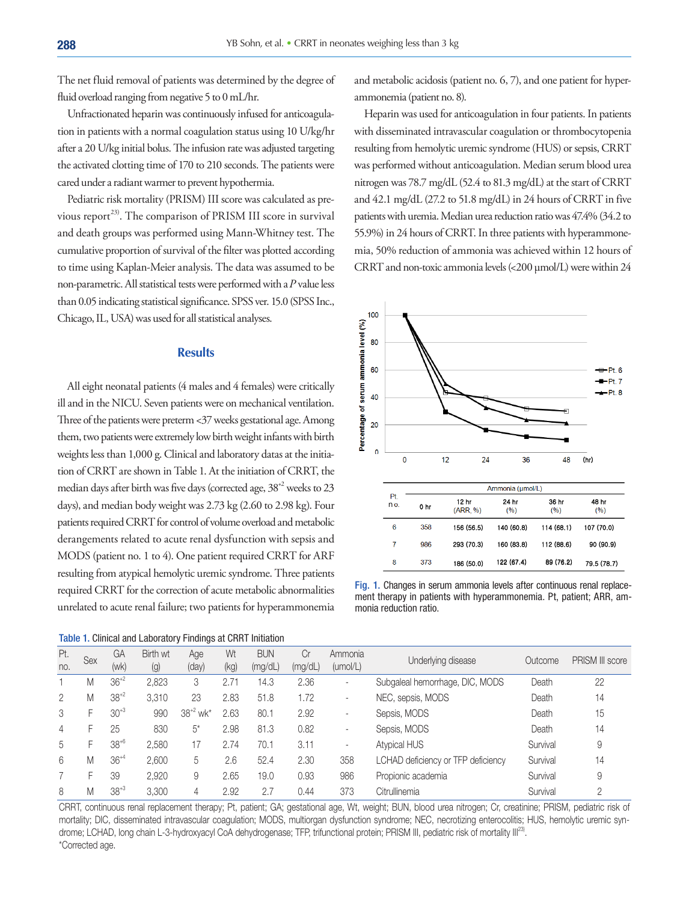The net fluid removal of patients was determined by the degree of fluid overload ranging from negative 5 to 0 mL/hr.

Unfractionated heparin was continuously infused for anticoagulation in patients with a normal coagulation status using 10 U/kg/hr after a 20 U/kg initial bolus. The infusion rate was adjusted targeting the activated clotting time of 170 to 210 seconds. The patients were cared under a radiant warmer to prevent hypothermia.

Pediatric risk mortality (PRISM) III score was calculated as previous report[23]. The comparison of PRISM III score in survival and death groups was performed using Mann-Whitney test. The cumulative proportion of survival of the filter was plotted according to time using Kaplan-Meier analysis. The data was assumed to be non-parametric. All statistical tests were performed with a *P* value less than 0.05 indicating statistical significance. SPSS ver. 15.0 (SPSS Inc., Chicago, IL, USA) was used for all statistical analyses.

## Results

All eight neonatal patients (4 males and 4 females) were critically ill and in the NICU. Seven patients were on mechanical ventilation. Three of the patients were preterm <37 weeks gestational age. Among them, two patients were extremely low birth weight infants with birth weights less than 1,000 g. Clinical and laboratory datas at the initiation of CRRT are shown in Table 1. At the initiation of CRRT, the median days after birth was five days (corrected age, $38^{+2}$ weeks to 23 days), and median body weight was 2.73 kg (2.60 to 2.98 kg). Four patients required CRRT for control of volume overload and metabolic derangements related to acute renal dysfunction with sepsis and MODS (patient no. 1 to 4). One patient required CRRT for ARF resulting from atypical hemolytic uremic syndrome. Three patients required CRRT for the correction of acute metabolic abnormalities unrelated to acute renal failure; two patients for hyperammonemia and metabolic acidosis (patient no. 6, 7), and one patient for hyperammonemia (patient no. 8).

Heparin was used for anticoagulation in four patients. In patients with disseminated intravascular coagulation or thrombocytopenia resulting from hemolytic uremic syndrome (HUS) or sepsis, CRRT was performed without anticoagulation. Median serum blood urea nitrogen was 78.7 mg/dL (52.4 to 81.3 mg/dL) at the start of CRRT and 42.1 mg/dL (27.2 to 51.8 mg/dL) in 24 hours of CRRT in five patients with uremia. Median urea reduction ratio was 47.4% (34.2 to 55.9%) in 24 hours of CRRT. In three patients with hyperammonemia, 50% reduction of ammonia was achieved within 12 hours of CRRT and non-toxic ammonia levels (<200 µmol/L) were within 24

| Pt. no. | Ammonia (µmol/L) 0 hr | 12 hr (ARR, %) | 24 hr (%) | 36 hr (%) | 48 hr (%) |
|---|---|---|---|---|---|
| 6 | 358 | 156 (56.5) | 140 (60.8) | 114 (68.1) | 107 (70.0) |
| 7 | 986 | 293 (70.3) | 160 (83.8) | 112 (88.6) | 90 (90.9) |
| 8 | 373 | 186 (50.0) | 122 (67.4) | 89 (76.2) | 79.5 (78.7) |

Fig. 1. Changes in serum ammonia levels after continuous renal replacement therapy in patients with hyperammonemia. Pt, patient; ARR, ammonia reduction ratio.

Table 1. Clinical and Laboratory Findings at CRRT Initiation

| Pt. no. | Sex | GA (wk) | Birth wt (g) | Age (day) | Wt (kg) | BUN (mg/dL) | Cr (mg/dL) | Ammonia (umol/L) | Underlying disease | Outcome | PRISM III score |
|---|---|---|---|---|---|---|---|---|---|---|---|
| 1 | M | $36^{+2}$ | 2,823 | 3 | 2.71 | 14.3 | 2.36 | - | Subgaleal hemorrhage, DIC, MODS | Death | 22 |
| 2 | M | $38^{+2}$ | 3,310 | 23 | 2.83 | 51.8 | 1.72 | - | NEC, sepsis, MODS | Death | 14 |
| 3 | F | $30^{+3}$ | 990 | $38^{+2}$ wk* | 2.63 | 80.1 | 2.92 | - | Sepsis, MODS | Death | 15 |
| 4 | F | 25 | 830 | 5* | 2.98 | 81.3 | 0.82 | - | Sepsis, MODS | Death | 14 |
| 5 | F | $38^{+6}$ | 2,580 | 17 | 2.74 | 70.1 | 3.11 | - | Atypical HUS | Survival | 9 |
| 6 | M | $36^{+4}$ | 2,600 | 5 | 2.6 | 52.4 | 2.30 | 358 | LCHAD deficiency or TFP deficiency | Survival | 14 |
| 7 | F | 39 | 2,920 | 9 | 2.65 | 19.0 | 0.93 | 986 | Propionic academia | Survival | 9 |
| 8 | M | $38^{+3}$ | 3,300 | 4 | 2.92 | 2.7 | 0.44 | 373 | Citrullinemia | Survival | 2 |

CRRT, continuous renal replacement therapy; Pt, patient; GA; gestational age, Wt, weight; BUN, blood urea nitrogen; Cr, creatinine; PRISM, pediatric risk of mortality; DIC, disseminated intravascular coagulation; MODS, multiorgan dysfunction syndrome; NEC, necrotizing enterocolitis; HUS, hemolytic uremic syndrome; LCHAD, long chain L-3-hydroxyacyl CoA dehydrogenase; TFP, trifunctional protein; PRISM III, pediatric risk of mortality III[23].
*Corrected age.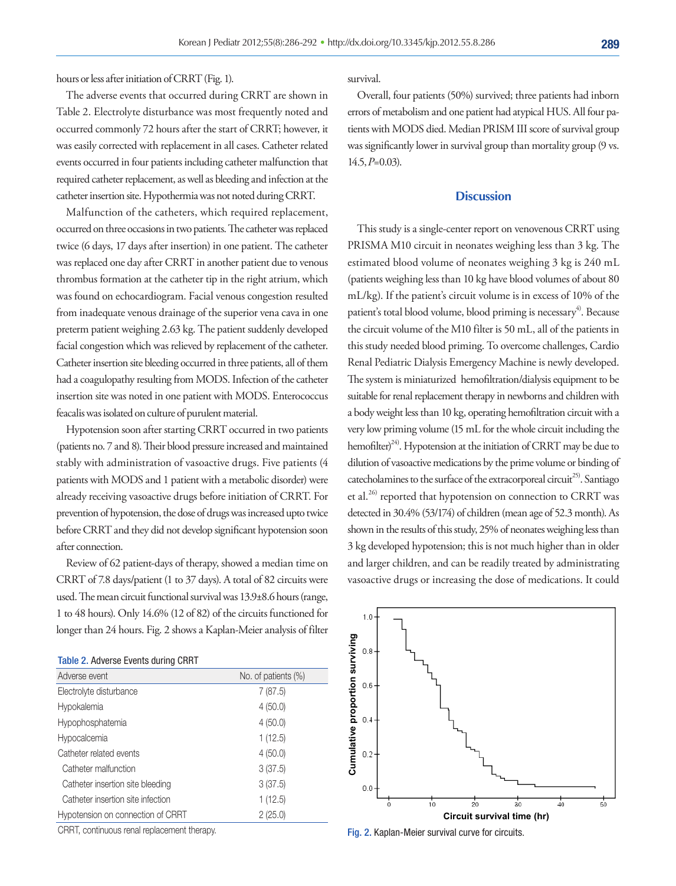hours or less after initiation of CRRT (Fig. 1).

The adverse events that occurred during CRRT are shown in Table 2. Electrolyte disturbance was most frequently noted and occurred commonly 72 hours after the start of CRRT; however, it was easily corrected with replacement in all cases. Catheter related events occurred in four patients including catheter malfunction that required catheter replacement, as well as bleeding and infection at the catheter insertion site. Hypothermia was not noted during CRRT.

Malfunction of the catheters, which required replacement, occurred on three occasions in two patients. The catheter was replaced twice (6 days, 17 days after insertion) in one patient. The catheter was replaced one day after CRRT in another patient due to venous thrombus formation at the catheter tip in the right atrium, which was found on echocardiogram. Facial venous congestion resulted from inadequate venous drainage of the superior vena cava in one preterm patient weighing 2.63 kg. The patient suddenly developed facial congestion which was relieved by replacement of the catheter. Catheter insertion site bleeding occurred in three patients, all of them had a coagulopathy resulting from MODS. Infection of the catheter insertion site was noted in one patient with MODS. Enterococcus feacalis was isolated on culture of purulent material.

Hypotension soon after starting CRRT occurred in two patients (patients no. 7 and 8). Their blood pressure increased and maintained stably with administration of vasoactive drugs. Five patients (4 patients with MODS and 1 patient with a metabolic disorder) were already receiving vasoactive drugs before initiation of CRRT. For prevention of hypotension, the dose of drugs was increased upto twice before CRRT and they did not develop significant hypotension soon after connection.

Review of 62 patient-days of therapy, showed a median time on CRRT of 7.8 days/patient (1 to 37 days). A total of 82 circuits were used. The mean circuit functional survival was 13.9±8.6 hours (range, 1 to 48 hours). Only 14.6% (12 of 82) of the circuits functioned for longer than 24 hours. Fig. 2 shows a Kaplan-Meier analysis of filter survival.

Table 2. Adverse Events during CRRT

| Adverse event | No. of patients (%) |
|---|---|
| Electrolyte disturbance | 7 (87.5) |
| Hypokalemia | 4 (50.0) |
| Hypophosphatemia | 4 (50.0) |
| Hypocalcemia | 1 (12.5) |
| Catheter related events | 4 (50.0) |
| Catheter malfunction | 3 (37.5) |
| Catheter insertion site bleeding | 3 (37.5) |
| Catheter insertion site infection | 1 (12.5) |
| Hypotension on connection of CRRT | 2 (25.0) |

CRRT, continuous renal replacement therapy.

Overall, four patients (50%) survived; three patients had inborn errors of metabolism and one patient had atypical HUS. All four patients with MODS died. Median PRISM III score of survival group was significantly lower in survival group than mortality group (9 vs. 14.5, *P*=0.03).

## Discussion

This study is a single-center report on venovenous CRRT using PRISMA M10 circuit in neonates weighing less than 3 kg. The estimated blood volume of neonates weighing 3 kg is 240 mL (patients weighing less than 10 kg have blood volumes of about 80 mL/kg). If the patient's circuit volume is in excess of 10% of the patient's total blood volume, blood priming is necessary[4]. Because the circuit volume of the M10 filter is 50 mL, all of the patients in this study needed blood priming. To overcome challenges, Cardio Renal Pediatric Dialysis Emergency Machine is newly developed. The system is miniaturized hemofiltration/dialysis equipment to be suitable for renal replacement therapy in newborns and children with a body weight less than 10 kg, operating hemofiltration circuit with a very low priming volume (15 mL for the whole circuit including the hemofilter)[24]. Hypotension at the initiation of CRRT may be due to dilution of vasoactive medications by the prime volume or binding of catecholamines to the surface of the extracorporeal circuit[25]. Santiago et al.[26] reported that hypotension on connection to CRRT was detected in 30.4% (53/174) of children (mean age of 52.3 month). As shown in the results of this study, 25% of neonates weighing less than 3 kg developed hypotension; this is not much higher than in older and larger children, and can be readily treated by administrating vasoactive drugs or increasing the dose of medications. It could

Fig. 2. Kaplan-Meier survival curve for circuits.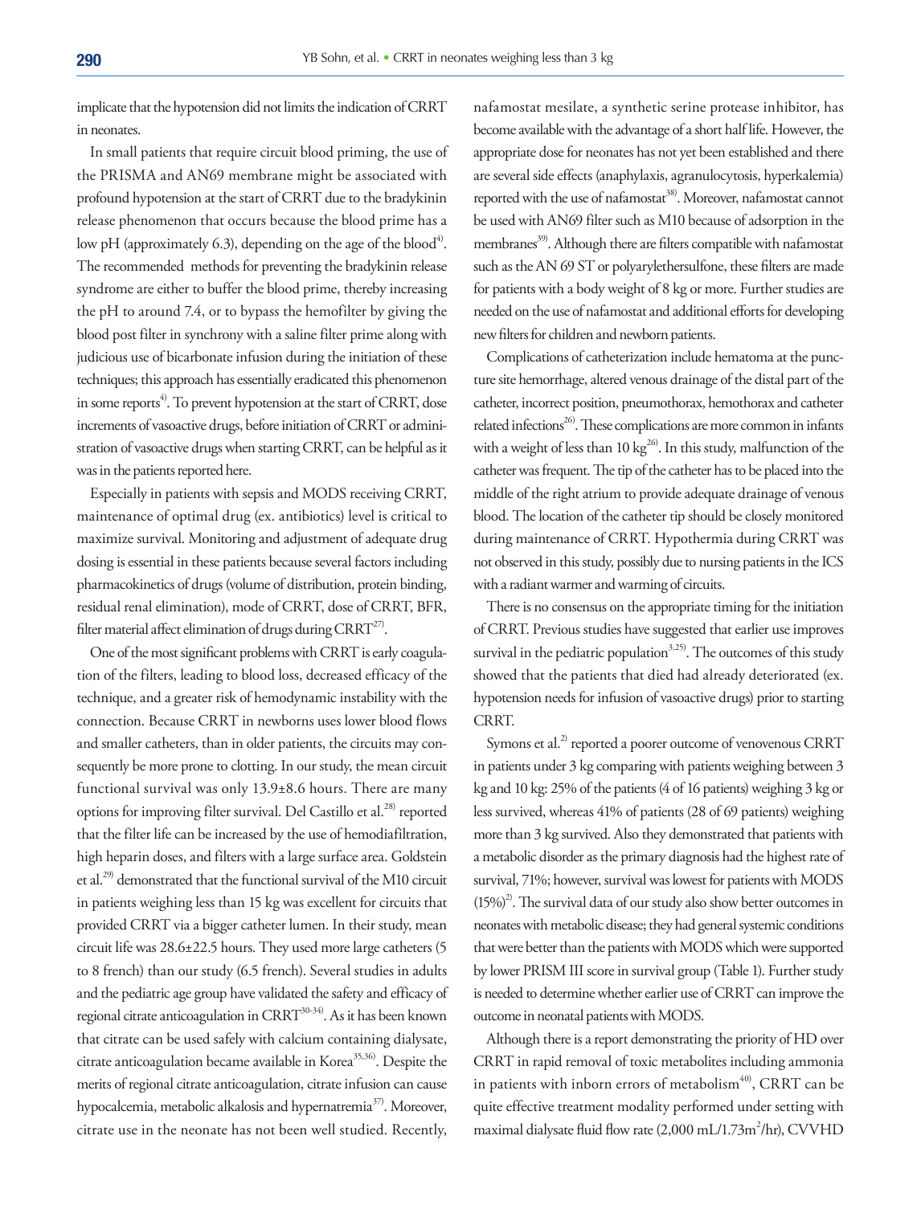implicate that the hypotension did not limits the indication of CRRT in neonates.

In small patients that require circuit blood priming, the use of the PRISMA and AN69 membrane might be associated with profound hypotension at the start of CRRT due to the bradykinin release phenomenon that occurs because the blood prime has a low pH (approximately 6.3), depending on the age of the blood[4]. The recommended methods for preventing the bradykinin release syndrome are either to buffer the blood prime, thereby increasing the pH to around 7.4, or to bypass the hemofilter by giving the blood post filter in synchrony with a saline filter prime along with judicious use of bicarbonate infusion during the initiation of these techniques; this approach has essentially eradicated this phenomenon in some reports[4]. To prevent hypotension at the start of CRRT, dose increments of vasoactive drugs, before initiation of CRRT or administration of vasoactive drugs when starting CRRT, can be helpful as it was in the patients reported here.

Especially in patients with sepsis and MODS receiving CRRT, maintenance of optimal drug (ex. antibiotics) level is critical to maximize survival. Monitoring and adjustment of adequate drug dosing is essential in these patients because several factors including pharmacokinetics of drugs (volume of distribution, protein binding, residual renal elimination), mode of CRRT, dose of CRRT, BFR, filter material affect elimination of drugs during CRRT[27].

One of the most significant problems with CRRT is early coagulation of the filters, leading to blood loss, decreased efficacy of the technique, and a greater risk of hemodynamic instability with the connection. Because CRRT in newborns uses lower blood flows and smaller catheters, than in older patients, the circuits may consequently be more prone to clotting. In our study, the mean circuit functional survival was only 13.9±8.6 hours. There are many options for improving filter survival. Del Castillo et al.[28] reported that the filter life can be increased by the use of hemodiafiltration, high heparin doses, and filters with a large surface area. Goldstein et al.[29] demonstrated that the functional survival of the M10 circuit in patients weighing less than 15 kg was excellent for circuits that provided CRRT via a bigger catheter lumen. In their study, mean circuit life was 28.6±22.5 hours. They used more large catheters (5 to 8 french) than our study (6.5 french). Several studies in adults and the pediatric age group have validated the safety and efficacy of regional citrate anticoagulation in CRRT[30-34]. As it has been known that citrate can be used safely with calcium containing dialysate, citrate anticoagulation became available in Korea[35,36]. Despite the merits of regional citrate anticoagulation, citrate infusion can cause hypocalcemia, metabolic alkalosis and hypernatremia[37]. Moreover, citrate use in the neonate has not been well studied. Recently, nafamostat mesilate, a synthetic serine protease inhibitor, has become available with the advantage of a short half life. However, the appropriate dose for neonates has not yet been established and there are several side effects (anaphylaxis, agranulocytosis, hyperkalemia) reported with the use of nafamostat[38]. Moreover, nafamostat cannot be used with AN69 filter such as M10 because of adsorption in the membranes[39]. Although there are filters compatible with nafamostat such as the AN 69 ST or polyarylethersulfone, these filters are made for patients with a body weight of 8 kg or more. Further studies are needed on the use of nafamostat and additional efforts for developing new filters for children and newborn patients.

Complications of catheterization include hematoma at the puncture site hemorrhage, altered venous drainage of the distal part of the catheter, incorrect position, pneumothorax, hemothorax and catheter related infections[26]. These complications are more common in infants with a weight of less than 10 kg[26]. In this study, malfunction of the catheter was frequent. The tip of the catheter has to be placed into the middle of the right atrium to provide adequate drainage of venous blood. The location of the catheter tip should be closely monitored during maintenance of CRRT. Hypothermia during CRRT was not observed in this study, possibly due to nursing patients in the ICS with a radiant warmer and warming of circuits.

There is no consensus on the appropriate timing for the initiation of CRRT. Previous studies have suggested that earlier use improves survival in the pediatric population[3,25]. The outcomes of this study showed that the patients that died had already deteriorated (ex. hypotension needs for infusion of vasoactive drugs) prior to starting CRRT.

Symons et al.[2] reported a poorer outcome of venovenous CRRT in patients under 3 kg comparing with patients weighing between 3 kg and 10 kg: 25% of the patients (4 of 16 patients) weighing 3 kg or less survived, whereas 41% of patients (28 of 69 patients) weighing more than 3 kg survived. Also they demonstrated that patients with a metabolic disorder as the primary diagnosis had the highest rate of survival, 71%; however, survival was lowest for patients with MODS (15%)[2]. The survival data of our study also show better outcomes in neonates with metabolic disease; they had general systemic conditions that were better than the patients with MODS which were supported by lower PRISM III score in survival group (Table 1). Further study is needed to determine whether earlier use of CRRT can improve the outcome in neonatal patients with MODS.

Although there is a report demonstrating the priority of HD over CRRT in rapid removal of toxic metabolites including ammonia in patients with inborn errors of metabolism[40], CRRT can be quite effective treatment modality performed under setting with maximal dialysate fluid flow rate (2,000 mL/1.73m$^2$/hr), CVVHD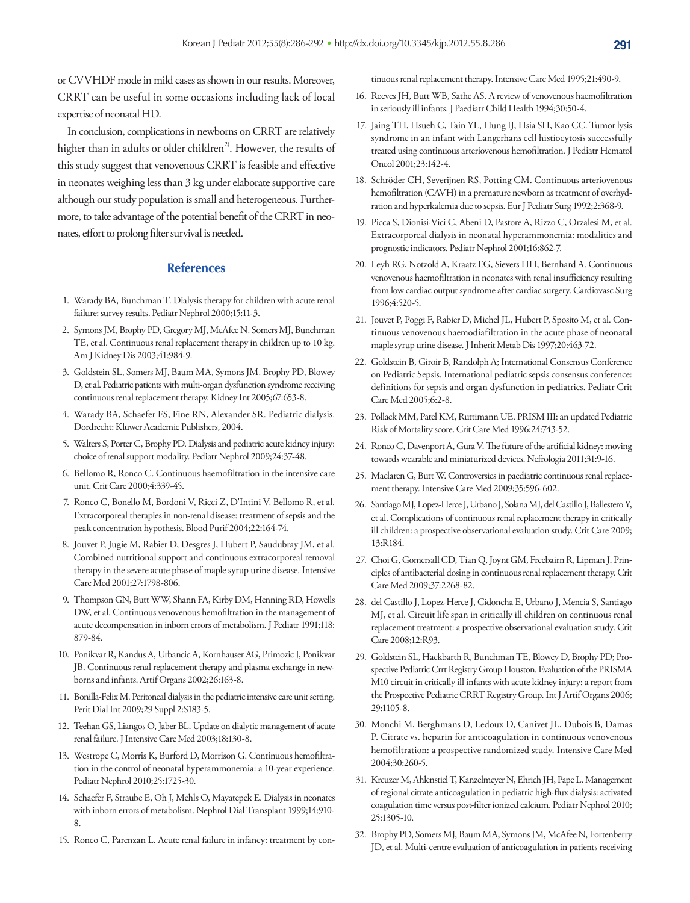or CVVHDF mode in mild cases as shown in our results. Moreover, CRRT can be useful in some occasions including lack of local expertise of neonatal HD.

In conclusion, complications in newborns on CRRT are relatively higher than in adults or older children[2]. However, the results of this study suggest that venovenous CRRT is feasible and effective in neonates weighing less than 3 kg under elaborate supportive care although our study population is small and heterogeneous. Furthermore, to take advantage of the potential benefit of the CRRT in neonates, effort to prolong filter survival is needed.

## References

1. Warady BA, Bunchman T. Dialysis therapy for children with acute renal failure: survey results. Pediatr Nephrol 2000;15:11-3.
2. Symons JM, Brophy PD, Gregory MJ, McAfee N, Somers MJ, Bunchman TE, et al. Continuous renal replacement therapy in children up to 10 kg. Am J Kidney Dis 2003;41:984-9.
3. Goldstein SL, Somers MJ, Baum MA, Symons JM, Brophy PD, Blowey D, et al. Pediatric patients with multi-organ dysfunction syndrome receiving continuous renal replacement therapy. Kidney Int 2005;67:653-8.
4. Warady BA, Schaefer FS, Fine RN, Alexander SR. Pediatric dialysis. Dordrecht: Kluwer Academic Publishers, 2004.
5. Walters S, Porter C, Brophy PD. Dialysis and pediatric acute kidney injury: choice of renal support modality. Pediatr Nephrol 2009;24:37-48.
6. Bellomo R, Ronco C. Continuous haemofiltration in the intensive care unit. Crit Care 2000;4:339-45.
7. Ronco C, Bonello M, Bordoni V, Ricci Z, D'Intini V, Bellomo R, et al. Extracorporeal therapies in non-renal disease: treatment of sepsis and the peak concentration hypothesis. Blood Purif 2004;22:164-74.
8. Jouvet P, Jugie M, Rabier D, Desgres J, Hubert P, Saudubray JM, et al. Combined nutritional support and continuous extracorporeal removal therapy in the severe acute phase of maple syrup urine disease. Intensive Care Med 2001;27:1798-806.
9. Thompson GN, Butt WW, Shann FA, Kirby DM, Henning RD, Howells DW, et al. Continuous venovenous hemofiltration in the management of acute decompensation in inborn errors of metabolism. J Pediatr 1991;118: 879-84.
10. Ponikvar R, Kandus A, Urbancic A, Kornhauser AG, Primozic J, Ponikvar JB. Continuous renal replacement therapy and plasma exchange in newborns and infants. Artif Organs 2002;26:163-8.
11. Bonilla-Felix M. Peritoneal dialysis in the pediatric intensive care unit setting. Perit Dial Int 2009;29 Suppl 2:S183-5.
12. Teehan GS, Liangos O, Jaber BL. Update on dialytic management of acute renal failure. J Intensive Care Med 2003;18:130-8.
13. Westrope C, Morris K, Burford D, Morrison G. Continuous hemofiltration in the control of neonatal hyperammonemia: a 10-year experience. Pediatr Nephrol 2010;25:1725-30.
14. Schaefer F, Straube E, Oh J, Mehls O, Mayatepek E. Dialysis in neonates with inborn errors of metabolism. Nephrol Dial Transplant 1999;14:910-8.
15. Ronco C, Parenzan L. Acute renal failure in infancy: treatment by continuous renal replacement therapy. Intensive Care Med 1995;21:490-9.
16. Reeves JH, Butt WB, Sathe AS. A review of venovenous haemofiltration in seriously ill infants. J Paediatr Child Health 1994;30:50-4.
17. Jaing TH, Hsueh C, Tain YL, Hung IJ, Hsia SH, Kao CC. Tumor lysis syndrome in an infant with Langerhans cell histiocytosis successfully treated using continuous arteriovenous hemofiltration. J Pediatr Hematol Oncol 2001;23:142-4.
18. Schröder CH, Severijnen RS, Potting CM. Continuous arteriovenous hemofiltration (CAVH) in a premature newborn as treatment of overhydration and hyperkalemia due to sepsis. Eur J Pediatr Surg 1992;2:368-9.
19. Picca S, Dionisi-Vici C, Abeni D, Pastore A, Rizzo C, Orzalesi M, et al. Extracorporeal dialysis in neonatal hyperammonemia: modalities and prognostic indicators. Pediatr Nephrol 2001;16:862-7.
20. Leyh RG, Notzold A, Kraatz EG, Sievers HH, Bernhard A. Continuous venovenous haemofiltration in neonates with renal insufficiency resulting from low cardiac output syndrome after cardiac surgery. Cardiovasc Surg 1996;4:520-5.
21. Jouvet P, Poggi F, Rabier D, Michel JL, Hubert P, Sposito M, et al. Continuous venovenous haemodiafiltration in the acute phase of neonatal maple syrup urine disease. J Inherit Metab Dis 1997;20:463-72.
22. Goldstein B, Giroir B, Randolph A; International Consensus Conference on Pediatric Sepsis. International pediatric sepsis consensus conference: definitions for sepsis and organ dysfunction in pediatrics. Pediatr Crit Care Med 2005;6:2-8.
23. Pollack MM, Patel KM, Ruttimann UE. PRISM III: an updated Pediatric Risk of Mortality score. Crit Care Med 1996;24:743-52.
24. Ronco C, Davenport A, Gura V. The future of the artificial kidney: moving towards wearable and miniaturized devices. Nefrologia 2011;31:9-16.
25. Maclaren G, Butt W. Controversies in paediatric continuous renal replacement therapy. Intensive Care Med 2009;35:596-602.
26. Santiago MJ, Lopez-Herce J, Urbano J, Solana MJ, del Castillo J, Ballestero Y, et al. Complications of continuous renal replacement therapy in critically ill children: a prospective observational evaluation study. Crit Care 2009; 13:R184.
27. Choi G, Gomersall CD, Tian Q, Joynt GM, Freebairn R, Lipman J. Principles of antibacterial dosing in continuous renal replacement therapy. Crit Care Med 2009;37:2268-82.
28. del Castillo J, Lopez-Herce J, Cidoncha E, Urbano J, Mencia S, Santiago MJ, et al. Circuit life span in critically ill children on continuous renal replacement treatment: a prospective observational evaluation study. Crit Care 2008;12:R93.
29. Goldstein SL, Hackbarth R, Bunchman TE, Blowey D, Brophy PD; Prospective Pediatric Crrt Registry Group Houston. Evaluation of the PRISMA M10 circuit in critically ill infants with acute kidney injury: a report from the Prospective Pediatric CRRT Registry Group. Int J Artif Organs 2006; 29:1105-8.
30. Monchi M, Berghmans D, Ledoux D, Canivet JL, Dubois B, Damas P. Citrate vs. heparin for anticoagulation in continuous venovenous hemofiltration: a prospective randomized study. Intensive Care Med 2004;30:260-5.
31. Kreuzer M, Ahlenstiel T, Kanzelmeyer N, Ehrich JH, Pape L. Management of regional citrate anticoagulation in pediatric high-flux dialysis: activated coagulation time versus post-filter ionized calcium. Pediatr Nephrol 2010; 25:1305-10.
32. Brophy PD, Somers MJ, Baum MA, Symons JM, McAfee N, Fortenberry JD, et al. Multi-centre evaluation of anticoagulation in patients receiving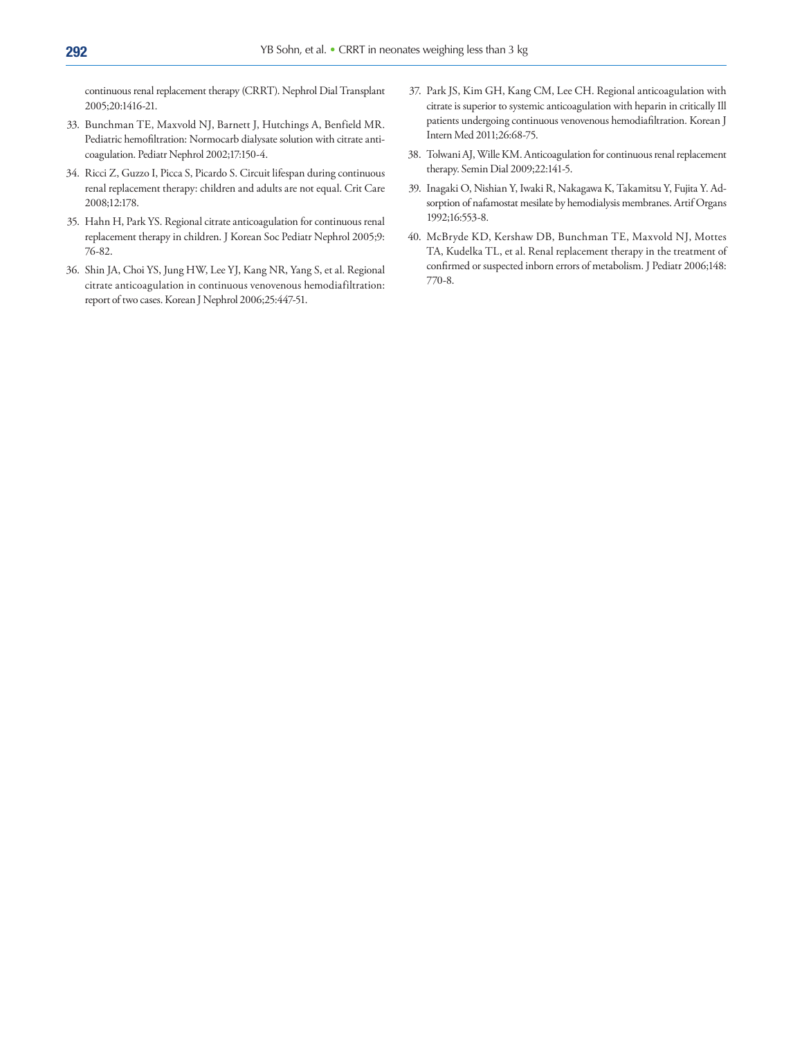continuous renal replacement therapy (CRRT). Nephrol Dial Transplant 2005;20:1416-21.

33. Bunchman TE, Maxvold NJ, Barnett J, Hutchings A, Benfield MR. Pediatric hemofiltration: Normocarb dialysate solution with citrate anticoagulation. Pediatr Nephrol 2002;17:150-4.
34. Ricci Z, Guzzo I, Picca S, Picardo S. Circuit lifespan during continuous renal replacement therapy: children and adults are not equal. Crit Care 2008;12:178.
35. Hahn H, Park YS. Regional citrate anticoagulation for continuous renal replacement therapy in children. J Korean Soc Pediatr Nephrol 2005;9:76-82.
36. Shin JA, Choi YS, Jung HW, Lee YJ, Kang NR, Yang S, et al. Regional citrate anticoagulation in continuous venovenous hemodiafiltration: report of two cases. Korean J Nephrol 2006;25:447-51.
37. Park JS, Kim GH, Kang CM, Lee CH. Regional anticoagulation with citrate is superior to systemic anticoagulation with heparin in critically Ill patients undergoing continuous venovenous hemodiafiltration. Korean J Intern Med 2011;26:68-75.
38. Tolwani AJ, Wille KM. Anticoagulation for continuous renal replacement therapy. Semin Dial 2009;22:141-5.
39. Inagaki O, Nishian Y, Iwaki R, Nakagawa K, Takamitsu Y, Fujita Y. Adsorption of nafamostat mesilate by hemodialysis membranes. Artif Organs 1992;16:553-8.
40. McBryde KD, Kershaw DB, Bunchman TE, Maxvold NJ, Mottes TA, Kudelka TL, et al. Renal replacement therapy in the treatment of confirmed or suspected inborn errors of metabolism. J Pediatr 2006;148:770-8.